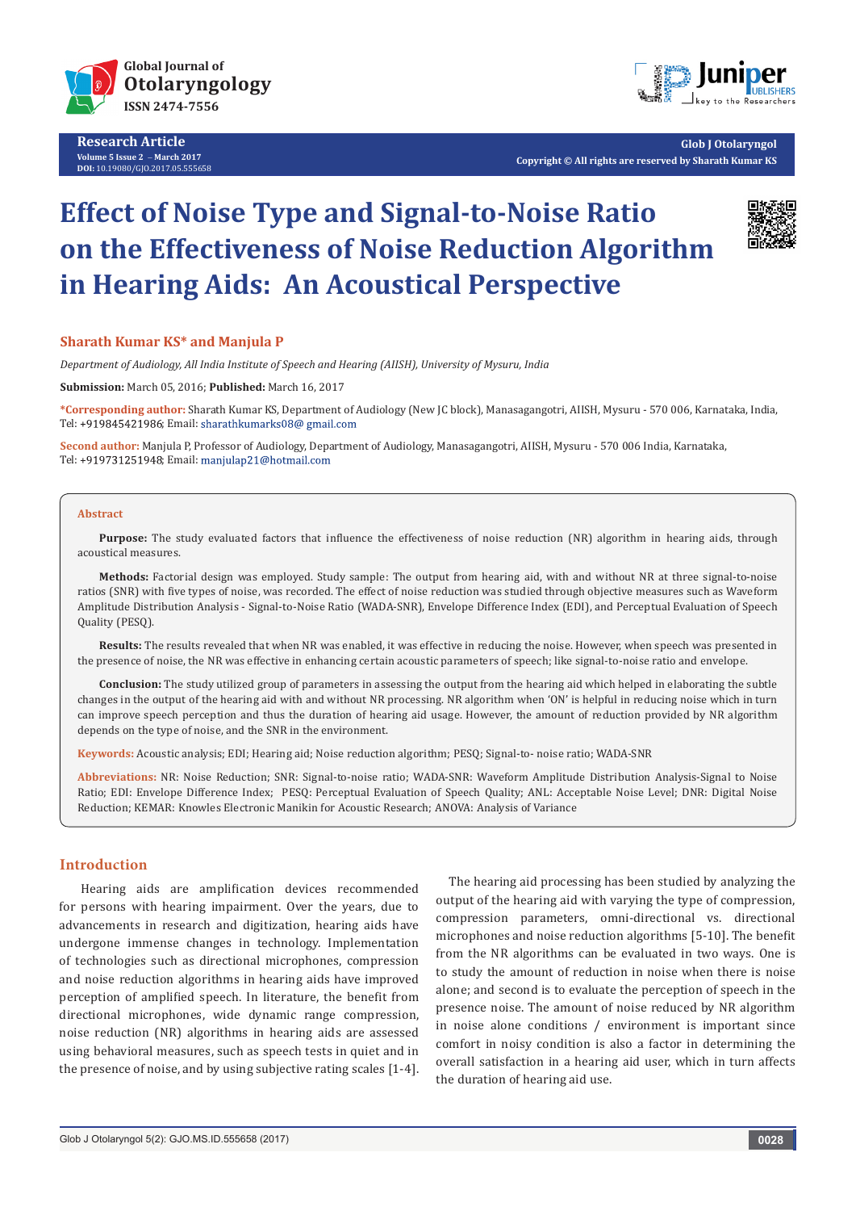Research Article
Volume 5 Issue 2 – March 2017
DOI: 10.19080/GJO.2017.05.555658

Copyright © All rights are reserved by Sharath Kumar KS

# Effect of Noise Type and Signal-to-Noise Ratio on the Effectiveness of Noise Reduction Algorithm in Hearing Aids: An Acoustical Perspective

**Sharath Kumar KS* and Manjula P**

*Department of Audiology, All India Institute of Speech and Hearing (AIISH), University of Mysuru, India*

**Submission:** March 05, 2016; **Published:** March 16, 2017

***Corresponding author:** Sharath Kumar KS, Department of Audiology (New JC block), Manasagangotri, AIISH, Mysuru - 570 006, Karnataka, India, Tel: +919845421986; Email: sharathkumarks08@ gmail.com

**Second author:** Manjula P, Professor of Audiology, Department of Audiology, Manasagangotri, AIISH, Mysuru - 570 006 India, Karnataka, Tel: +919731251948; Email: manjulap21@hotmail.com

## Abstract

**Purpose:** The study evaluated factors that influence the effectiveness of noise reduction (NR) algorithm in hearing aids, through acoustical measures.

**Methods:** Factorial design was employed. Study sample: The output from hearing aid, with and without NR at three signal-to-noise ratios (SNR) with five types of noise, was recorded. The effect of noise reduction was studied through objective measures such as Waveform Amplitude Distribution Analysis - Signal-to-Noise Ratio (WADA-SNR), Envelope Difference Index (EDI), and Perceptual Evaluation of Speech Quality (PESQ).

**Results:** The results revealed that when NR was enabled, it was effective in reducing the noise. However, when speech was presented in the presence of noise, the NR was effective in enhancing certain acoustic parameters of speech; like signal-to-noise ratio and envelope.

**Conclusion:** The study utilized group of parameters in assessing the output from the hearing aid which helped in elaborating the subtle changes in the output of the hearing aid with and without NR processing. NR algorithm when 'ON' is helpful in reducing noise which in turn can improve speech perception and thus the duration of hearing aid usage. However, the amount of reduction provided by NR algorithm depends on the type of noise, and the SNR in the environment.

**Keywords:** Acoustic analysis; EDI; Hearing aid; Noise reduction algorithm; PESQ; Signal-to- noise ratio; WADA-SNR

**Abbreviations:** NR: Noise Reduction; SNR: Signal-to-noise ratio; WADA-SNR: Waveform Amplitude Distribution Analysis-Signal to Noise Ratio; EDI: Envelope Difference Index; PESQ: Perceptual Evaluation of Speech Quality; ANL: Acceptable Noise Level; DNR: Digital Noise Reduction; KEMAR: Knowles Electronic Manikin for Acoustic Research; ANOVA: Analysis of Variance

## Introduction

Hearing aids are amplification devices recommended for persons with hearing impairment. Over the years, due to advancements in research and digitization, hearing aids have undergone immense changes in technology. Implementation of technologies such as directional microphones, compression and noise reduction algorithms in hearing aids have improved perception of amplified speech. In literature, the benefit from directional microphones, wide dynamic range compression, noise reduction (NR) algorithms in hearing aids are assessed using behavioral measures, such as speech tests in quiet and in the presence of noise, and by using subjective rating scales [1-4].

The hearing aid processing has been studied by analyzing the output of the hearing aid with varying the type of compression, compression parameters, omni-directional vs. directional microphones and noise reduction algorithms [5-10]. The benefit from the NR algorithms can be evaluated in two ways. One is to study the amount of reduction in noise when there is noise alone; and second is to evaluate the perception of speech in the presence noise. The amount of noise reduced by NR algorithm in noise alone conditions / environment is important since comfort in noisy condition is also a factor in determining the overall satisfaction in a hearing aid user, which in turn affects the duration of hearing aid use.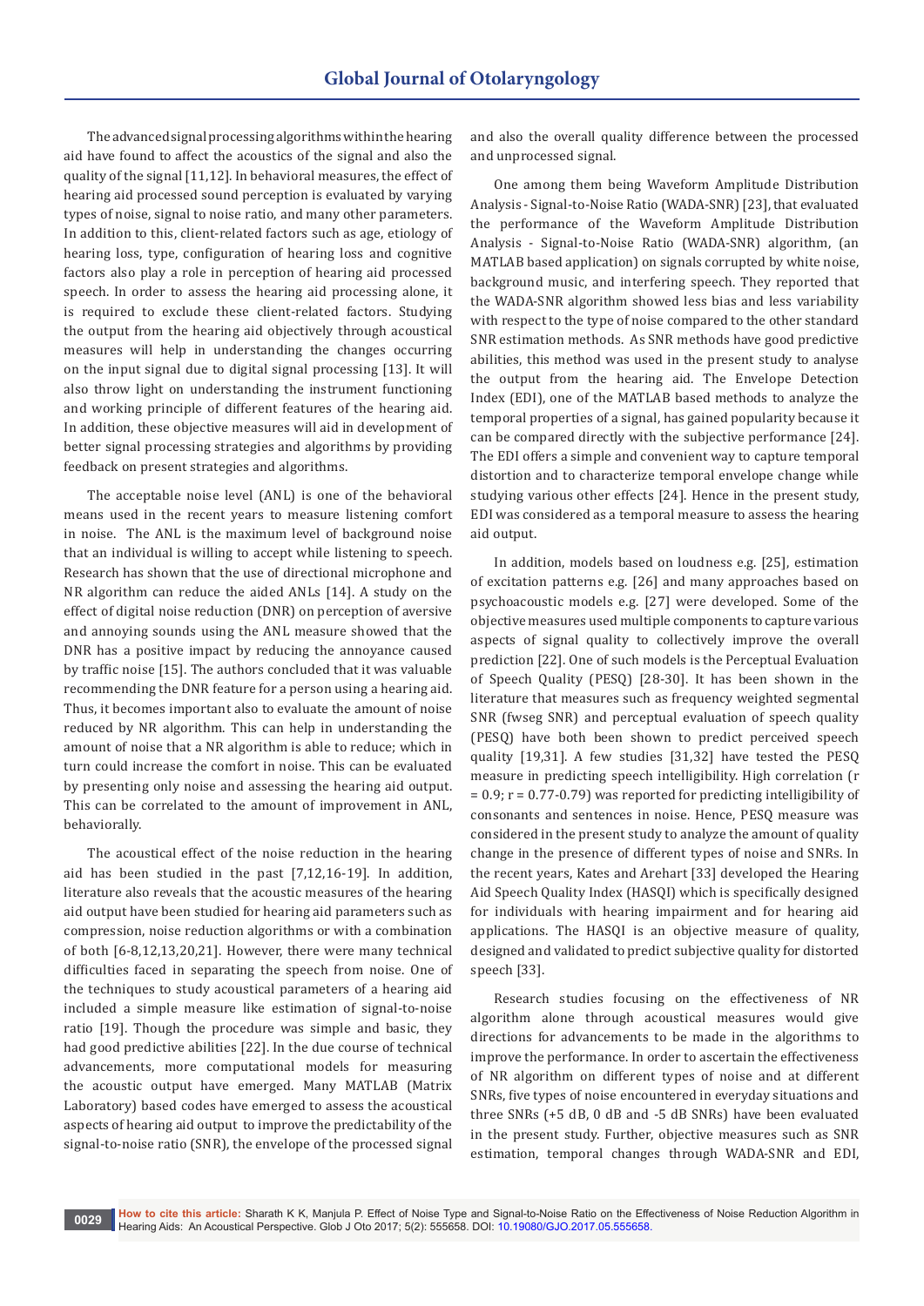The advanced signal processing algorithms within the hearing aid have found to affect the acoustics of the signal and also the quality of the signal [11,12]. In behavioral measures, the effect of hearing aid processed sound perception is evaluated by varying types of noise, signal to noise ratio, and many other parameters. In addition to this, client-related factors such as age, etiology of hearing loss, type, configuration of hearing loss and cognitive factors also play a role in perception of hearing aid processed speech. In order to assess the hearing aid processing alone, it is required to exclude these client-related factors. Studying the output from the hearing aid objectively through acoustical measures will help in understanding the changes occurring on the input signal due to digital signal processing [13]. It will also throw light on understanding the instrument functioning and working principle of different features of the hearing aid. In addition, these objective measures will aid in development of better signal processing strategies and algorithms by providing feedback on present strategies and algorithms.

The acceptable noise level (ANL) is one of the behavioral means used in the recent years to measure listening comfort in noise. The ANL is the maximum level of background noise that an individual is willing to accept while listening to speech. Research has shown that the use of directional microphone and NR algorithm can reduce the aided ANLs [14]. A study on the effect of digital noise reduction (DNR) on perception of aversive and annoying sounds using the ANL measure showed that the DNR has a positive impact by reducing the annoyance caused by traffic noise [15]. The authors concluded that it was valuable recommending the DNR feature for a person using a hearing aid. Thus, it becomes important also to evaluate the amount of noise reduced by NR algorithm. This can help in understanding the amount of noise that a NR algorithm is able to reduce; which in turn could increase the comfort in noise. This can be evaluated by presenting only noise and assessing the hearing aid output. This can be correlated to the amount of improvement in ANL, behaviorally.

The acoustical effect of the noise reduction in the hearing aid has been studied in the past [7,12,16-19]. In addition, literature also reveals that the acoustic measures of the hearing aid output have been studied for hearing aid parameters such as compression, noise reduction algorithms or with a combination of both [6-8,12,13,20,21]. However, there were many technical difficulties faced in separating the speech from noise. One of the techniques to study acoustical parameters of a hearing aid included a simple measure like estimation of signal-to-noise ratio [19]. Though the procedure was simple and basic, they had good predictive abilities [22]. In the due course of technical advancements, more computational models for measuring the acoustic output have emerged. Many MATLAB (Matrix Laboratory) based codes have emerged to assess the acoustical aspects of hearing aid output to improve the predictability of the signal-to-noise ratio (SNR), the envelope of the processed signal and also the overall quality difference between the processed and unprocessed signal.

One among them being Waveform Amplitude Distribution Analysis - Signal-to-Noise Ratio (WADA-SNR) [23], that evaluated the performance of the Waveform Amplitude Distribution Analysis - Signal-to-Noise Ratio (WADA-SNR) algorithm, (an MATLAB based application) on signals corrupted by white noise, background music, and interfering speech. They reported that the WADA-SNR algorithm showed less bias and less variability with respect to the type of noise compared to the other standard SNR estimation methods. As SNR methods have good predictive abilities, this method was used in the present study to analyse the output from the hearing aid. The Envelope Detection Index (EDI), one of the MATLAB based methods to analyze the temporal properties of a signal, has gained popularity because it can be compared directly with the subjective performance [24]. The EDI offers a simple and convenient way to capture temporal distortion and to characterize temporal envelope change while studying various other effects [24]. Hence in the present study, EDI was considered as a temporal measure to assess the hearing aid output.

In addition, models based on loudness e.g. [25], estimation of excitation patterns e.g. [26] and many approaches based on psychoacoustic models e.g. [27] were developed. Some of the objective measures used multiple components to capture various aspects of signal quality to collectively improve the overall prediction [22]. One of such models is the Perceptual Evaluation of Speech Quality (PESQ) [28-30]. It has been shown in the literature that measures such as frequency weighted segmental SNR (fwseg SNR) and perceptual evaluation of speech quality (PESQ) have both been shown to predict perceived speech quality [19,31]. A few studies [31,32] have tested the PESQ measure in predicting speech intelligibility. High correlation ($r = 0.9$; $r = 0.77$-$0.79$) was reported for predicting intelligibility of consonants and sentences in noise. Hence, PESQ measure was considered in the present study to analyze the amount of quality change in the presence of different types of noise and SNRs. In the recent years, Kates and Arehart [33] developed the Hearing Aid Speech Quality Index (HASQI) which is specifically designed for individuals with hearing impairment and for hearing aid applications. The HASQI is an objective measure of quality, designed and validated to predict subjective quality for distorted speech [33].

Research studies focusing on the effectiveness of NR algorithm alone through acoustical measures would give directions for advancements to be made in the algorithms to improve the performance. In order to ascertain the effectiveness of NR algorithm on different types of noise and at different SNRs, five types of noise encountered in everyday situations and three SNRs (+5 dB, 0 dB and -5 dB SNRs) have been evaluated in the present study. Further, objective measures such as SNR estimation, temporal changes through WADA-SNR and EDI,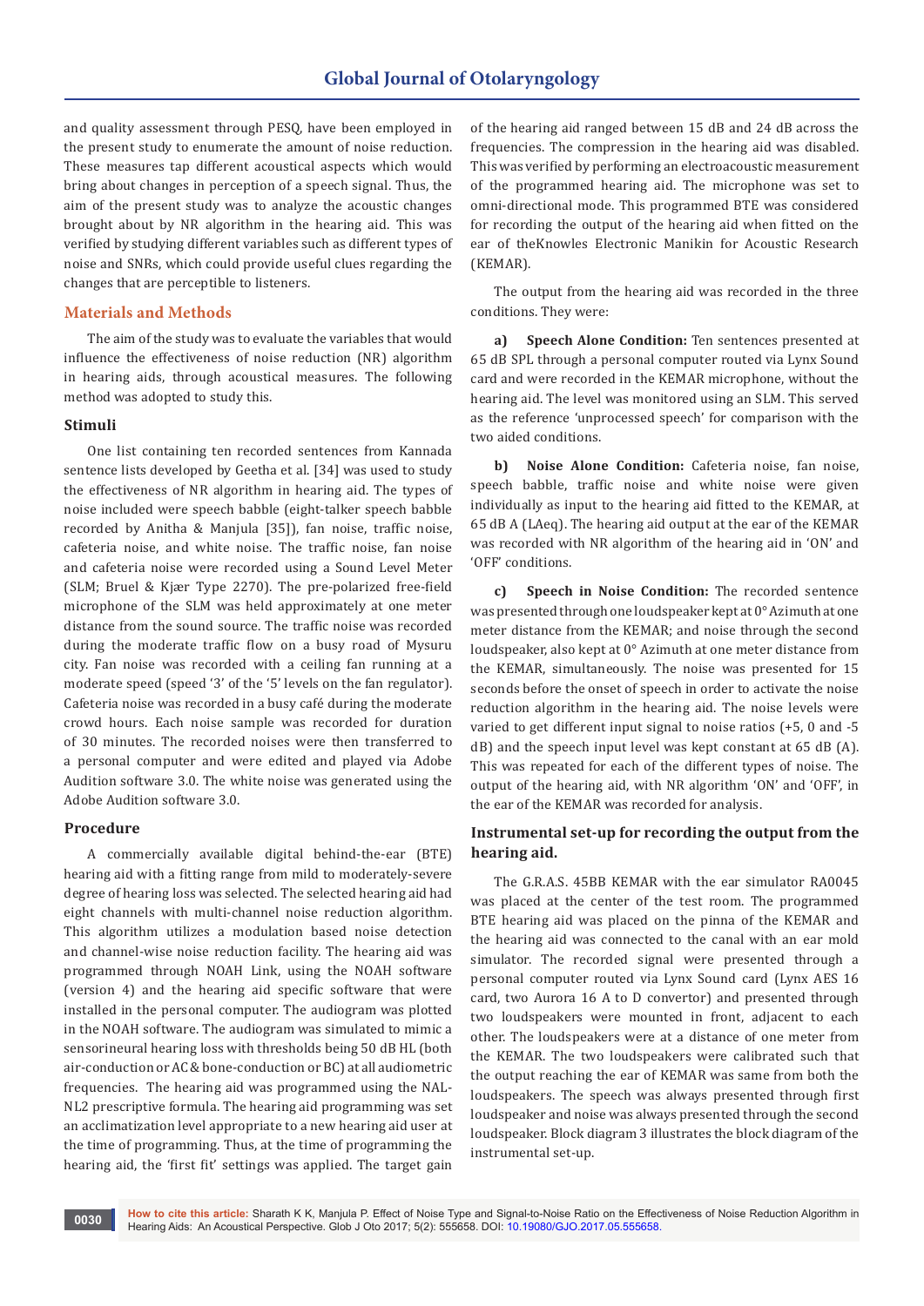and quality assessment through PESQ, have been employed in the present study to enumerate the amount of noise reduction. These measures tap different acoustical aspects which would bring about changes in perception of a speech signal. Thus, the aim of the present study was to analyze the acoustic changes brought about by NR algorithm in the hearing aid. This was verified by studying different variables such as different types of noise and SNRs, which could provide useful clues regarding the changes that are perceptible to listeners.

## Materials and Methods

The aim of the study was to evaluate the variables that would influence the effectiveness of noise reduction (NR) algorithm in hearing aids, through acoustical measures. The following method was adopted to study this.

### Stimuli

One list containing ten recorded sentences from Kannada sentence lists developed by Geetha et al. [34] was used to study the effectiveness of NR algorithm in hearing aid. The types of noise included were speech babble (eight-talker speech babble recorded by Anitha & Manjula [35]), fan noise, traffic noise, cafeteria noise, and white noise. The traffic noise, fan noise and cafeteria noise were recorded using a Sound Level Meter (SLM; Bruel & Kjær Type 2270). The pre-polarized free-field microphone of the SLM was held approximately at one meter distance from the sound source. The traffic noise was recorded during the moderate traffic flow on a busy road of Mysuru city. Fan noise was recorded with a ceiling fan running at a moderate speed (speed '3' of the '5' levels on the fan regulator). Cafeteria noise was recorded in a busy café during the moderate crowd hours. Each noise sample was recorded for duration of 30 minutes. The recorded noises were then transferred to a personal computer and were edited and played via Adobe Audition software 3.0. The white noise was generated using the Adobe Audition software 3.0.

### Procedure

A commercially available digital behind-the-ear (BTE) hearing aid with a fitting range from mild to moderately-severe degree of hearing loss was selected. The selected hearing aid had eight channels with multi-channel noise reduction algorithm. This algorithm utilizes a modulation based noise detection and channel-wise noise reduction facility. The hearing aid was programmed through NOAH Link, using the NOAH software (version 4) and the hearing aid specific software that were installed in the personal computer. The audiogram was plotted in the NOAH software. The audiogram was simulated to mimic a sensorineural hearing loss with thresholds being 50 dB HL (both air-conduction or AC & bone-conduction or BC) at all audiometric frequencies. The hearing aid was programmed using the NAL-NL2 prescriptive formula. The hearing aid programming was set an acclimatization level appropriate to a new hearing aid user at the time of programming. Thus, at the time of programming the hearing aid, the 'first fit' settings was applied. The target gain of the hearing aid ranged between 15 dB and 24 dB across the frequencies. The compression in the hearing aid was disabled. This was verified by performing an electroacoustic measurement of the programmed hearing aid. The microphone was set to omni-directional mode. This programmed BTE was considered for recording the output of the hearing aid when fitted on the ear of theKnowles Electronic Manikin for Acoustic Research (KEMAR).

The output from the hearing aid was recorded in the three conditions. They were:

**a) Speech Alone Condition:** Ten sentences presented at 65 dB SPL through a personal computer routed via Lynx Sound card and were recorded in the KEMAR microphone, without the hearing aid. The level was monitored using an SLM. This served as the reference 'unprocessed speech' for comparison with the two aided conditions.

**b) Noise Alone Condition:** Cafeteria noise, fan noise, speech babble, traffic noise and white noise were given individually as input to the hearing aid fitted to the KEMAR, at 65 dB A (LAeq). The hearing aid output at the ear of the KEMAR was recorded with NR algorithm of the hearing aid in 'ON' and 'OFF' conditions.

**c) Speech in Noise Condition:** The recorded sentence was presented through one loudspeaker kept at 0° Azimuth at one meter distance from the KEMAR; and noise through the second loudspeaker, also kept at 0° Azimuth at one meter distance from the KEMAR, simultaneously. The noise was presented for 15 seconds before the onset of speech in order to activate the noise reduction algorithm in the hearing aid. The noise levels were varied to get different input signal to noise ratios (+5, 0 and -5 dB) and the speech input level was kept constant at 65 dB (A). This was repeated for each of the different types of noise. The output of the hearing aid, with NR algorithm 'ON' and 'OFF', in the ear of the KEMAR was recorded for analysis.

### Instrumental set-up for recording the output from the hearing aid.

The G.R.A.S. 45BB KEMAR with the ear simulator RA0045 was placed at the center of the test room. The programmed BTE hearing aid was placed on the pinna of the KEMAR and the hearing aid was connected to the canal with an ear mold simulator. The recorded signal were presented through a personal computer routed via Lynx Sound card (Lynx AES 16 card, two Aurora 16 A to D convertor) and presented through two loudspeakers were mounted in front, adjacent to each other. The loudspeakers were at a distance of one meter from the KEMAR. The two loudspeakers were calibrated such that the output reaching the ear of KEMAR was same from both the loudspeakers. The speech was always presented through first loudspeaker and noise was always presented through the second loudspeaker. Block diagram 3 illustrates the block diagram of the instrumental set-up.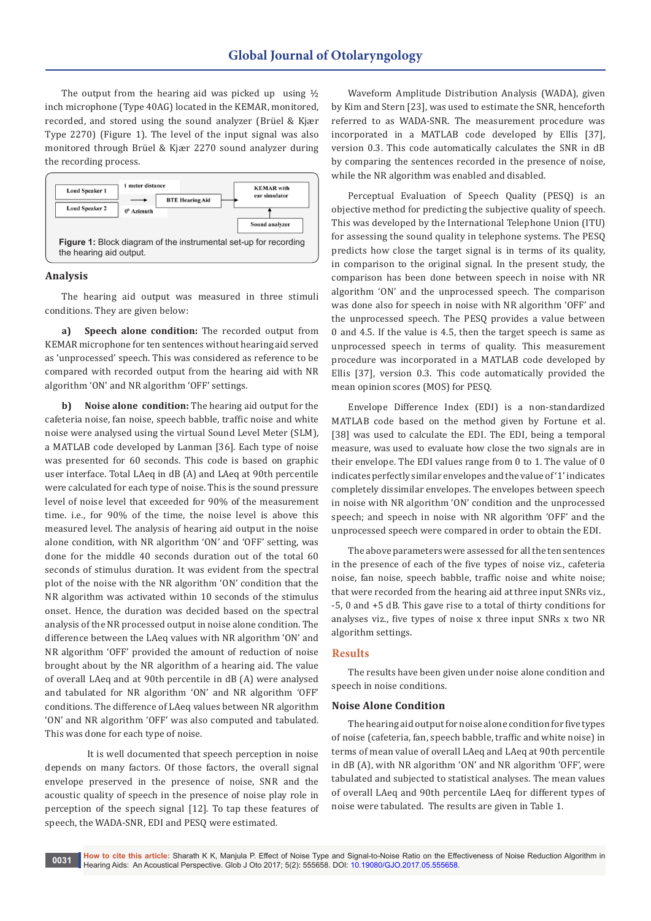The output from the hearing aid was picked up using ½ inch microphone (Type 40AG) located in the KEMAR, monitored, recorded, and stored using the sound analyzer (Brüel & Kjær Type 2270) (Figure 1). The level of the input signal was also monitored through Brüel & Kjær 2270 sound analyzer during the recording process.

Loud Speaker 1 | 1 meter distance | KEMAR with ear simulator
Loud Speaker 2 | 0° Azimuth | BTE Hearing Aid | Sound analyzer

**Figure 1:** Block diagram of the instrumental set-up for recording the hearing aid output.

## Analysis

The hearing aid output was measured in three stimuli conditions. They are given below:

**a) Speech alone condition:** The recorded output from KEMAR microphone for ten sentences without hearing aid served as 'unprocessed' speech. This was considered as reference to be compared with recorded output from the hearing aid with NR algorithm 'ON' and NR algorithm 'OFF' settings.

**b) Noise alone condition:** The hearing aid output for the cafeteria noise, fan noise, speech babble, traffic noise and white noise were analysed using the virtual Sound Level Meter (SLM), a MATLAB code developed by Lanman [36]. Each type of noise was presented for 60 seconds. This code is based on graphic user interface. Total LAeq in dB (A) and LAeq at 90th percentile were calculated for each type of noise. This is the sound pressure level of noise level that exceeded for 90% of the measurement time. i.e., for 90% of the time, the noise level is above this measured level. The analysis of hearing aid output in the noise alone condition, with NR algorithm 'ON' and 'OFF' setting, was done for the middle 40 seconds duration out of the total 60 seconds of stimulus duration. It was evident from the spectral plot of the noise with the NR algorithm 'ON' condition that the NR algorithm was activated within 10 seconds of the stimulus onset. Hence, the duration was decided based on the spectral analysis of the NR processed output in noise alone condition. The difference between the LAeq values with NR algorithm 'ON' and NR algorithm 'OFF' provided the amount of reduction of noise brought about by the NR algorithm of a hearing aid. The value of overall LAeq and at 90th percentile in dB (A) were analysed and tabulated for NR algorithm 'ON' and NR algorithm 'OFF' conditions. The difference of LAeq values between NR algorithm 'ON' and NR algorithm 'OFF' was also computed and tabulated. This was done for each type of noise.

It is well documented that speech perception in noise depends on many factors. Of those factors, the overall signal envelope preserved in the presence of noise, SNR and the acoustic quality of speech in the presence of noise play role in perception of the speech signal [12]. To tap these features of speech, the WADA-SNR, EDI and PESQ were estimated.

Waveform Amplitude Distribution Analysis (WADA), given by Kim and Stern [23], was used to estimate the SNR, henceforth referred to as WADA-SNR. The measurement procedure was incorporated in a MATLAB code developed by Ellis [37], version 0.3. This code automatically calculates the SNR in dB by comparing the sentences recorded in the presence of noise, while the NR algorithm was enabled and disabled.

Perceptual Evaluation of Speech Quality (PESQ) is an objective method for predicting the subjective quality of speech. This was developed by the International Telephone Union (ITU) for assessing the sound quality in telephone systems. The PESQ predicts how close the target signal is in terms of its quality, in comparison to the original signal. In the present study, the comparison has been done between speech in noise with NR algorithm 'ON' and the unprocessed speech. The comparison was done also for speech in noise with NR algorithm 'OFF' and the unprocessed speech. The PESQ provides a value between 0 and 4.5. If the value is 4.5, then the target speech is same as unprocessed speech in terms of quality. This measurement procedure was incorporated in a MATLAB code developed by Ellis [37], version 0.3. This code automatically provided the mean opinion scores (MOS) for PESQ.

Envelope Difference Index (EDI) is a non-standardized MATLAB code based on the method given by Fortune et al. [38] was used to calculate the EDI. The EDI, being a temporal measure, was used to evaluate how close the two signals are in their envelope. The EDI values range from 0 to 1. The value of 0 indicates perfectly similar envelopes and the value of '1' indicates completely dissimilar envelopes. The envelopes between speech in noise with NR algorithm 'ON' condition and the unprocessed speech; and speech in noise with NR algorithm 'OFF' and the unprocessed speech were compared in order to obtain the EDI.

The above parameters were assessed for all the ten sentences in the presence of each of the five types of noise viz., cafeteria noise, fan noise, speech babble, traffic noise and white noise; that were recorded from the hearing aid at three input SNRs viz., -5, 0 and +5 dB. This gave rise to a total of thirty conditions for analyses viz., five types of noise x three input SNRs x two NR algorithm settings.

## Results

The results have been given under noise alone condition and speech in noise conditions.

### Noise Alone Condition

The hearing aid output for noise alone condition for five types of noise (cafeteria, fan, speech babble, traffic and white noise) in terms of mean value of overall LAeq and LAeq at 90th percentile in dB (A), with NR algorithm 'ON' and NR algorithm 'OFF', were tabulated and subjected to statistical analyses. The mean values of overall LAeq and 90th percentile LAeq for different types of noise were tabulated. The results are given in Table 1.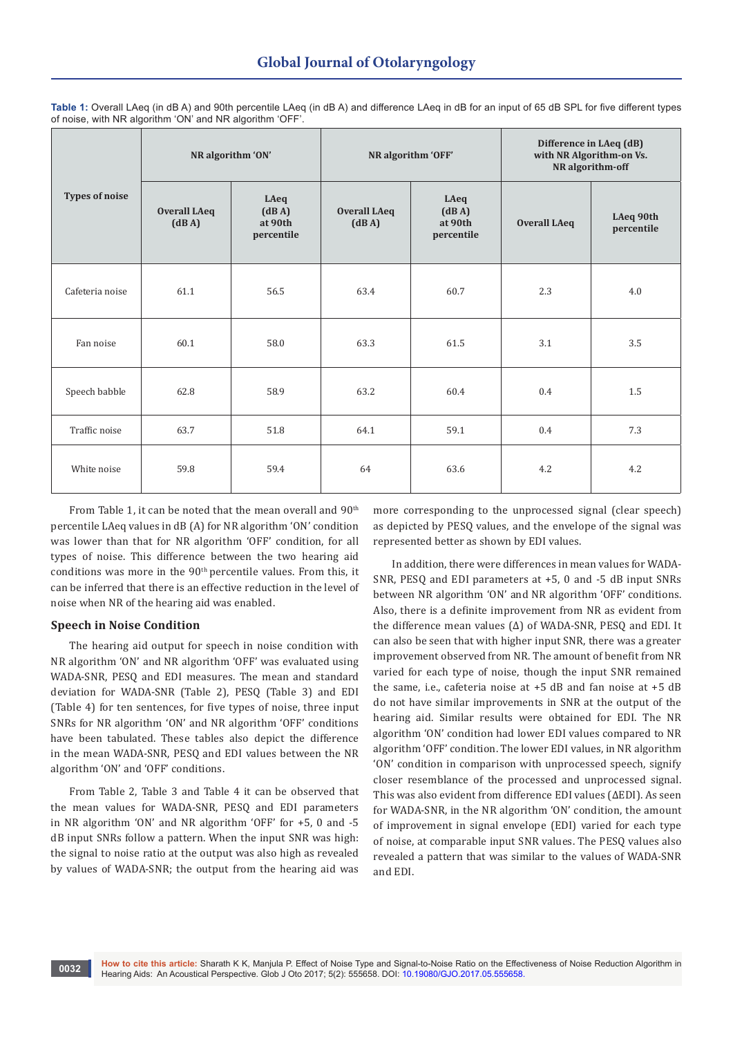**Table 1:** Overall LAeq (in dB A) and 90th percentile LAeq (in dB A) and difference LAeq in dB for an input of 65 dB SPL for five different types of noise, with NR algorithm 'ON' and NR algorithm 'OFF'.

| Types of noise | NR algorithm 'ON' | | NR algorithm 'OFF' | | Difference in LAeq (dB) with NR Algorithm-on Vs. NR algorithm-off | |
|---|---|---|---|---|---|---|
| | Overall LAeq (dB A) | LAeq (dB A) at 90th percentile | Overall LAeq (dB A) | LAeq (dB A) at 90th percentile | Overall LAeq | LAeq 90th percentile |
| Cafeteria noise | 61.1 | 56.5 | 63.4 | 60.7 | 2.3 | 4.0 |
| Fan noise | 60.1 | 58.0 | 63.3 | 61.5 | 3.1 | 3.5 |
| Speech babble | 62.8 | 58.9 | 63.2 | 60.4 | 0.4 | 1.5 |
| Traffic noise | 63.7 | 51.8 | 64.1 | 59.1 | 0.4 | 7.3 |
| White noise | 59.8 | 59.4 | 64 | 63.6 | 4.2 | 4.2 |

From Table 1, it can be noted that the mean overall and 90th percentile LAeq values in dB (A) for NR algorithm 'ON' condition was lower than that for NR algorithm 'OFF' condition, for all types of noise. This difference between the two hearing aid conditions was more in the 90th percentile values. From this, it can be inferred that there is an effective reduction in the level of noise when NR of the hearing aid was enabled.

### Speech in Noise Condition

The hearing aid output for speech in noise condition with NR algorithm 'ON' and NR algorithm 'OFF' was evaluated using WADA-SNR, PESQ and EDI measures. The mean and standard deviation for WADA-SNR (Table 2), PESQ (Table 3) and EDI (Table 4) for ten sentences, for five types of noise, three input SNRs for NR algorithm 'ON' and NR algorithm 'OFF' conditions have been tabulated. These tables also depict the difference in the mean WADA-SNR, PESQ and EDI values between the NR algorithm 'ON' and 'OFF' conditions.

From Table 2, Table 3 and Table 4 it can be observed that the mean values for WADA-SNR, PESQ and EDI parameters in NR algorithm 'ON' and NR algorithm 'OFF' for +5, 0 and -5 dB input SNRs follow a pattern. When the input SNR was high: the signal to noise ratio at the output was also high as revealed by values of WADA-SNR; the output from the hearing aid was more corresponding to the unprocessed signal (clear speech) as depicted by PESQ values, and the envelope of the signal was represented better as shown by EDI values.

In addition, there were differences in mean values for WADA-SNR, PESQ and EDI parameters at +5, 0 and -5 dB input SNRs between NR algorithm 'ON' and NR algorithm 'OFF' conditions. Also, there is a definite improvement from NR as evident from the difference mean values (Δ) of WADA-SNR, PESQ and EDI. It can also be seen that with higher input SNR, there was a greater improvement observed from NR. The amount of benefit from NR varied for each type of noise, though the input SNR remained the same, i.e., cafeteria noise at +5 dB and fan noise at +5 dB do not have similar improvements in SNR at the output of the hearing aid. Similar results were obtained for EDI. The NR algorithm 'ON' condition had lower EDI values compared to NR algorithm 'OFF' condition. The lower EDI values, in NR algorithm 'ON' condition in comparison with unprocessed speech, signify closer resemblance of the processed and unprocessed signal. This was also evident from difference EDI values (ΔEDI). As seen for WADA-SNR, in the NR algorithm 'ON' condition, the amount of improvement in signal envelope (EDI) varied for each type of noise, at comparable input SNR values. The PESQ values also revealed a pattern that was similar to the values of WADA-SNR and EDI.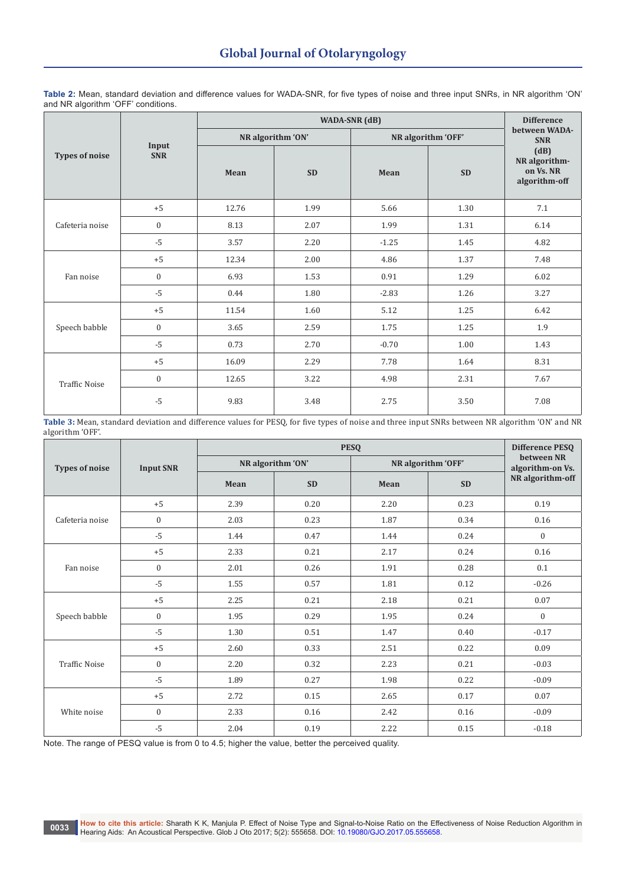**Table 2:** Mean, standard deviation and difference values for WADA-SNR, for five types of noise and three input SNRs, in NR algorithm 'ON' and NR algorithm 'OFF' conditions.

| Types of noise | Input SNR | WADA-SNR (dB) | | | | Difference between WADA-SNR (dB) NR algorithm-on Vs. NR algorithm-off |
|---|---|---|---|---|---|---|
| | | NR algorithm 'ON' | | NR algorithm 'OFF' | | |
| | | Mean | SD | Mean | SD | |
| Cafeteria noise | +5 | 12.76 | 1.99 | 5.66 | 1.30 | 7.1 |
| | 0 | 8.13 | 2.07 | 1.99 | 1.31 | 6.14 |
| | -5 | 3.57 | 2.20 | -1.25 | 1.45 | 4.82 |
| Fan noise | +5 | 12.34 | 2.00 | 4.86 | 1.37 | 7.48 |
| | 0 | 6.93 | 1.53 | 0.91 | 1.29 | 6.02 |
| | -5 | 0.44 | 1.80 | -2.83 | 1.26 | 3.27 |
| Speech babble | +5 | 11.54 | 1.60 | 5.12 | 1.25 | 6.42 |
| | 0 | 3.65 | 2.59 | 1.75 | 1.25 | 1.9 |
| | -5 | 0.73 | 2.70 | -0.70 | 1.00 | 1.43 |
| Traffic Noise | +5 | 16.09 | 2.29 | 7.78 | 1.64 | 8.31 |
| | 0 | 12.65 | 3.22 | 4.98 | 2.31 | 7.67 |
| | -5 | 9.83 | 3.48 | 2.75 | 3.50 | 7.08 |

**Table 3:** Mean, standard deviation and difference values for PESQ, for five types of noise and three input SNRs between NR algorithm 'ON' and NR algorithm 'OFF'.

| Types of noise | Input SNR | PESQ | | | | Difference PESQ between NR algorithm-on Vs. NR algorithm-off |
|---|---|---|---|---|---|---|
| | | NR algorithm 'ON' | | NR algorithm 'OFF' | | |
| | | Mean | SD | Mean | SD | |
| Cafeteria noise | +5 | 2.39 | 0.20 | 2.20 | 0.23 | 0.19 |
| | 0 | 2.03 | 0.23 | 1.87 | 0.34 | 0.16 |
| | -5 | 1.44 | 0.47 | 1.44 | 0.24 | 0 |
| Fan noise | +5 | 2.33 | 0.21 | 2.17 | 0.24 | 0.16 |
| | 0 | 2.01 | 0.26 | 1.91 | 0.28 | 0.1 |
| | -5 | 1.55 | 0.57 | 1.81 | 0.12 | -0.26 |
| Speech babble | +5 | 2.25 | 0.21 | 2.18 | 0.21 | 0.07 |
| | 0 | 1.95 | 0.29 | 1.95 | 0.24 | 0 |
| | -5 | 1.30 | 0.51 | 1.47 | 0.40 | -0.17 |
| Traffic Noise | +5 | 2.60 | 0.33 | 2.51 | 0.22 | 0.09 |
| | 0 | 2.20 | 0.32 | 2.23 | 0.21 | -0.03 |
| | -5 | 1.89 | 0.27 | 1.98 | 0.22 | -0.09 |
| White noise | +5 | 2.72 | 0.15 | 2.65 | 0.17 | 0.07 |
| | 0 | 2.33 | 0.16 | 2.42 | 0.16 | -0.09 |
| | -5 | 2.04 | 0.19 | 2.22 | 0.15 | -0.18 |

Note. The range of PESQ value is from 0 to 4.5; higher the value, better the perceived quality.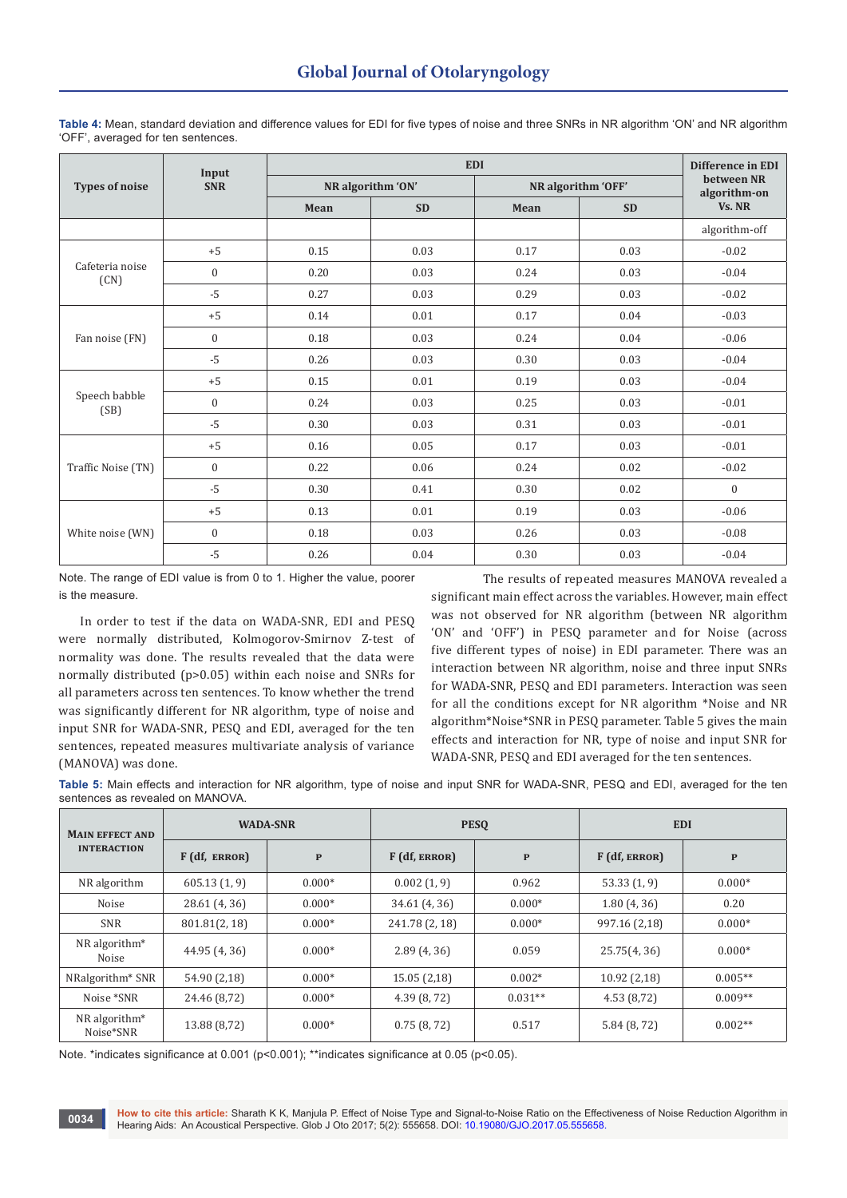**Table 4:** Mean, standard deviation and difference values for EDI for five types of noise and three SNRs in NR algorithm 'ON' and NR algorithm 'OFF', averaged for ten sentences.

| Types of noise | Input SNR | EDI | | | | Difference in EDI between NR algorithm-on Vs. NR |
|---|---|---|---|---|---|---|
| | | NR algorithm 'ON' | | NR algorithm 'OFF' | | |
| | | Mean | SD | Mean | SD | |
| | | | | | | algorithm-off |
| Cafeteria noise (CN) | +5 | 0.15 | 0.03 | 0.17 | 0.03 | -0.02 |
| | 0 | 0.20 | 0.03 | 0.24 | 0.03 | -0.04 |
| | -5 | 0.27 | 0.03 | 0.29 | 0.03 | -0.02 |
| Fan noise (FN) | +5 | 0.14 | 0.01 | 0.17 | 0.04 | -0.03 |
| | 0 | 0.18 | 0.03 | 0.24 | 0.04 | -0.06 |
| | -5 | 0.26 | 0.03 | 0.30 | 0.03 | -0.04 |
| Speech babble (SB) | +5 | 0.15 | 0.01 | 0.19 | 0.03 | -0.04 |
| | 0 | 0.24 | 0.03 | 0.25 | 0.03 | -0.01 |
| | -5 | 0.30 | 0.03 | 0.31 | 0.03 | -0.01 |
| Traffic Noise (TN) | +5 | 0.16 | 0.05 | 0.17 | 0.03 | -0.01 |
| | 0 | 0.22 | 0.06 | 0.24 | 0.02 | -0.02 |
| | -5 | 0.30 | 0.41 | 0.30 | 0.02 | 0 |
| White noise (WN) | +5 | 0.13 | 0.01 | 0.19 | 0.03 | -0.06 |
| | 0 | 0.18 | 0.03 | 0.26 | 0.03 | -0.08 |
| | -5 | 0.26 | 0.04 | 0.30 | 0.03 | -0.04 |

Note. The range of EDI value is from 0 to 1. Higher the value, poorer is the measure.

In order to test if the data on WADA-SNR, EDI and PESQ were normally distributed, Kolmogorov-Smirnov Z-test of normality was done. The results revealed that the data were normally distributed ($p>0.05$) within each noise and SNRs for all parameters across ten sentences. To know whether the trend was significantly different for NR algorithm, type of noise and input SNR for WADA-SNR, PESQ and EDI, averaged for the ten sentences, repeated measures multivariate analysis of variance (MANOVA) was done.

The results of repeated measures MANOVA revealed a significant main effect across the variables. However, main effect was not observed for NR algorithm (between NR algorithm 'ON' and 'OFF') in PESQ parameter and for Noise (across five different types of noise) in EDI parameter. There was an interaction between NR algorithm, noise and three input SNRs for WADA-SNR, PESQ and EDI parameters. Interaction was seen for all the conditions except for NR algorithm *Noise and NR algorithm*Noise*SNR in PESQ parameter. Table 5 gives the main effects and interaction for NR, type of noise and input SNR for WADA-SNR, PESQ and EDI averaged for the ten sentences.

**Table 5:** Main effects and interaction for NR algorithm, type of noise and input SNR for WADA-SNR, PESQ and EDI, averaged for the ten sentences as revealed on MANOVA.

| Main effect and interaction | WADA-SNR | | PESQ | | EDI | |
|---|---|---|---|---|---|---|
| | F (df, error) | P | F (df, error) | P | F (df, error) | P |
| NR algorithm | 605.13 (1, 9) | 0.000* | 0.002 (1, 9) | 0.962 | 53.33 (1, 9) | 0.000* |
| Noise | 28.61 (4, 36) | 0.000* | 34.61 (4, 36) | 0.000* | 1.80 (4, 36) | 0.20 |
| SNR | 801.81(2, 18) | 0.000* | 241.78 (2, 18) | 0.000* | 997.16 (2,18) | 0.000* |
| NR algorithm* Noise | 44.95 (4, 36) | 0.000* | 2.89 (4, 36) | 0.059 | 25.75(4, 36) | 0.000* |
| NRalgorithm* SNR | 54.90 (2,18) | 0.000* | 15.05 (2,18) | 0.002* | 10.92 (2,18) | 0.005** |
| Noise *SNR | 24.46 (8,72) | 0.000* | 4.39 (8, 72) | 0.031** | 4.53 (8,72) | 0.009** |
| NR algorithm* Noise*SNR | 13.88 (8,72) | 0.000* | 0.75 (8, 72) | 0.517 | 5.84 (8, 72) | 0.002** |

Note. *indicates significance at 0.001 ($p<0.001$); **indicates significance at 0.05 ($p<0.05$).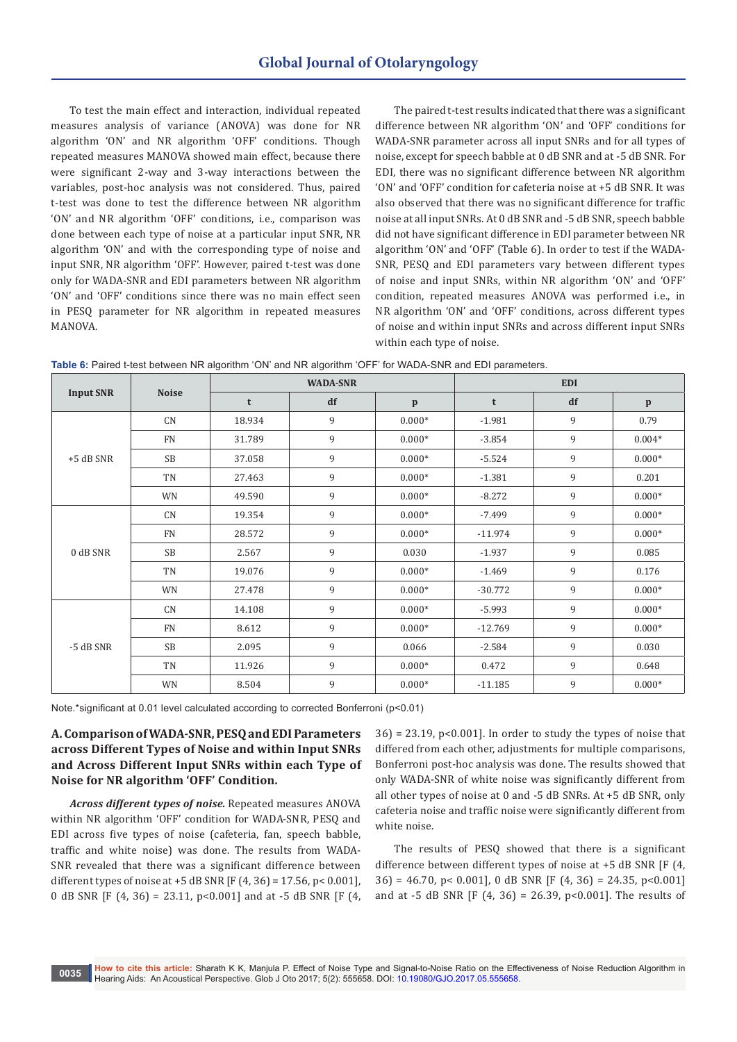To test the main effect and interaction, individual repeated measures analysis of variance (ANOVA) was done for NR algorithm 'ON' and NR algorithm 'OFF' conditions. Though repeated measures MANOVA showed main effect, because there were significant 2-way and 3-way interactions between the variables, post-hoc analysis was not considered. Thus, paired t-test was done to test the difference between NR algorithm 'ON' and NR algorithm 'OFF' conditions, i.e., comparison was done between each type of noise at a particular input SNR, NR algorithm 'ON' and with the corresponding type of noise and input SNR, NR algorithm 'OFF'. However, paired t-test was done only for WADA-SNR and EDI parameters between NR algorithm 'ON' and 'OFF' conditions since there was no main effect seen in PESQ parameter for NR algorithm in repeated measures MANOVA.

The paired t-test results indicated that there was a significant difference between NR algorithm 'ON' and 'OFF' conditions for WADA-SNR parameter across all input SNRs and for all types of noise, except for speech babble at 0 dB SNR and at -5 dB SNR. For EDI, there was no significant difference between NR algorithm 'ON' and 'OFF' condition for cafeteria noise at +5 dB SNR. It was also observed that there was no significant difference for traffic noise at all input SNRs. At 0 dB SNR and -5 dB SNR, speech babble did not have significant difference in EDI parameter between NR algorithm 'ON' and 'OFF' (Table 6). In order to test if the WADA-SNR, PESQ and EDI parameters vary between different types of noise and input SNRs, within NR algorithm 'ON' and 'OFF' condition, repeated measures ANOVA was performed i.e., in NR algorithm 'ON' and 'OFF' conditions, across different types of noise and within input SNRs and across different input SNRs within each type of noise.

**Table 6:** Paired t-test between NR algorithm 'ON' and NR algorithm 'OFF' for WADA-SNR and EDI parameters.

| Input SNR | Noise | WADA-SNR | | | EDI | | |
|---|---|---|---|---|---|---|---|
| | | t | df | p | t | df | p |
| +5 dB SNR | CN | 18.934 | 9 | 0.000* | -1.981 | 9 | 0.79 |
| | FN | 31.789 | 9 | 0.000* | -3.854 | 9 | 0.004* |
| | SB | 37.058 | 9 | 0.000* | -5.524 | 9 | 0.000* |
| | TN | 27.463 | 9 | 0.000* | -1.381 | 9 | 0.201 |
| | WN | 49.590 | 9 | 0.000* | -8.272 | 9 | 0.000* |
| 0 dB SNR | CN | 19.354 | 9 | 0.000* | -7.499 | 9 | 0.000* |
| | FN | 28.572 | 9 | 0.000* | -11.974 | 9 | 0.000* |
| | SB | 2.567 | 9 | 0.030 | -1.937 | 9 | 0.085 |
| | TN | 19.076 | 9 | 0.000* | -1.469 | 9 | 0.176 |
| | WN | 27.478 | 9 | 0.000* | -30.772 | 9 | 0.000* |
| -5 dB SNR | CN | 14.108 | 9 | 0.000* | -5.993 | 9 | 0.000* |
| | FN | 8.612 | 9 | 0.000* | -12.769 | 9 | 0.000* |
| | SB | 2.095 | 9 | 0.066 | -2.584 | 9 | 0.030 |
| | TN | 11.926 | 9 | 0.000* | 0.472 | 9 | 0.648 |
| | WN | 8.504 | 9 | 0.000* | -11.185 | 9 | 0.000* |

Note.*significant at 0.01 level calculated according to corrected Bonferroni ($p<0.01$)

### A. Comparison of WADA-SNR, PESQ and EDI Parameters across Different Types of Noise and within Input SNRs and Across Different Input SNRs within each Type of Noise for NR algorithm 'OFF' Condition.

***Across different types of noise.*** Repeated measures ANOVA within NR algorithm 'OFF' condition for WADA-SNR, PESQ and EDI across five types of noise (cafeteria, fan, speech babble, traffic and white noise) was done. The results from WADA-SNR revealed that there was a significant difference between different types of noise at +5 dB SNR [$F(4, 36) = 17.56$, $p < 0.001$], 0 dB SNR [$F(4, 36) = 23.11$, $p<0.001$] and at -5 dB SNR [$F(4, 36) = 23.19$, $p<0.001$]. In order to study the types of noise that differed from each other, adjustments for multiple comparisons, Bonferroni post-hoc analysis was done. The results showed that only WADA-SNR of white noise was significantly different from all other types of noise at 0 and -5 dB SNRs. At +5 dB SNR, only cafeteria noise and traffic noise were significantly different from white noise.

The results of PESQ showed that there is a significant difference between different types of noise at +5 dB SNR [$F(4, 36) = 46.70$, $p< 0.001$], 0 dB SNR [$F(4, 36) = 24.35$, $p<0.001$] and at -5 dB SNR [$F(4, 36) = 26.39$, $p<0.001$]. The results of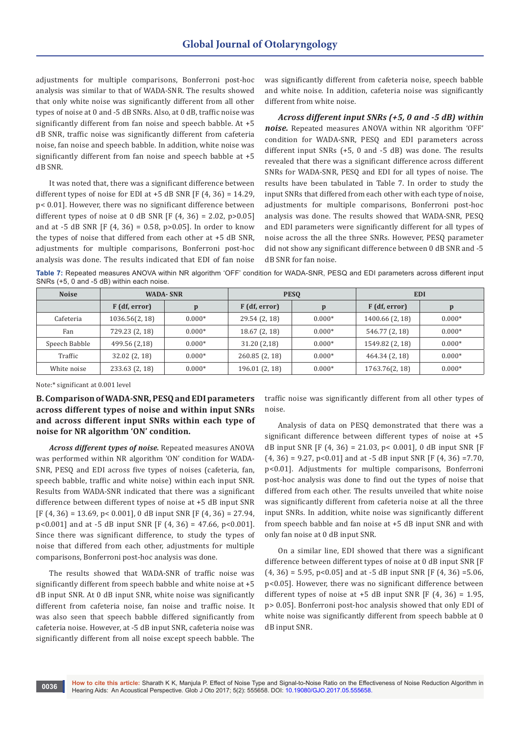adjustments for multiple comparisons, Bonferroni post-hoc analysis was similar to that of WADA-SNR. The results showed that only white noise was significantly different from all other types of noise at 0 and -5 dB SNRs. Also, at 0 dB, traffic noise was significantly different from fan noise and speech babble. At +5 dB SNR, traffic noise was significantly different from cafeteria noise, fan noise and speech babble. In addition, white noise was significantly different from fan noise and speech babble at +5 dB SNR.

It was noted that, there was a significant difference between different types of noise for EDI at +5 dB SNR [F (4, 36) = 14.29, p< 0.01]. However, there was no significant difference between different types of noise at 0 dB SNR [F (4, 36) = 2.02, p>0.05] and at -5 dB SNR [F (4, 36) = 0.58, p>0.05]. In order to know the types of noise that differed from each other at +5 dB SNR, adjustments for multiple comparisons, Bonferroni post-hoc analysis was done. The results indicated that EDI of fan noise was significantly different from cafeteria noise, speech babble and white noise. In addition, cafeteria noise was significantly different from white noise.

***Across different input SNRs (+5, 0 and -5 dB) within noise.*** Repeated measures ANOVA within NR algorithm 'OFF' condition for WADA-SNR, PESQ and EDI parameters across different input SNRs (+5, 0 and -5 dB) was done. The results revealed that there was a significant difference across different SNRs for WADA-SNR, PESQ and EDI for all types of noise. The results have been tabulated in Table 7. In order to study the input SNRs that differed from each other with each type of noise, adjustments for multiple comparisons, Bonferroni post-hoc analysis was done. The results showed that WADA-SNR, PESQ and EDI parameters were significantly different for all types of noise across the all the three SNRs. However, PESQ parameter did not show any significant difference between 0 dB SNR and -5 dB SNR for fan noise.

**Table 7:** Repeated measures ANOVA within NR algorithm 'OFF' condition for WADA-SNR, PESQ and EDI parameters across different input SNRs (+5, 0 and -5 dB) within each noise.

| Noise | WADA- SNR | | PESQ | | EDI | |
|---|---|---|---|---|---|---|
| | F (df, error) | p | F (df, error) | p | F (df, error) | p |
| Cafeteria | 1036.56(2, 18) | 0.000* | 29.54 (2, 18) | 0.000* | 1400.66 (2, 18) | 0.000* |
| Fan | 729.23 (2, 18) | 0.000* | 18.67 (2, 18) | 0.000* | 546.77 (2, 18) | 0.000* |
| Speech Babble | 499.56 (2,18) | 0.000* | 31.20 (2,18) | 0.000* | 1549.82 (2, 18) | 0.000* |
| Traffic | 32.02 (2, 18) | 0.000* | 260.85 (2, 18) | 0.000* | 464.34 (2, 18) | 0.000* |
| White noise | 233.63 (2, 18) | 0.000* | 196.01 (2, 18) | 0.000* | 1763.76(2, 18) | 0.000* |

Note:* significant at 0.001 level

### B. Comparison of WADA-SNR, PESQ and EDI parameters across different types of noise and within input SNRs and across different input SNRs within each type of noise for NR algorithm 'ON' condition.

***Across different types of noise.*** Repeated measures ANOVA was performed within NR algorithm 'ON' condition for WADA-SNR, PESQ and EDI across five types of noises (cafeteria, fan, speech babble, traffic and white noise) within each input SNR. Results from WADA-SNR indicated that there was a significant difference between different types of noise at +5 dB input SNR [F (4, 36) = 13.69, p< 0.001], 0 dB input SNR [F (4, 36) = 27.94, p<0.001] and at -5 dB input SNR [F (4, 36) = 47.66, p<0.001]. Since there was significant difference, to study the types of noise that differed from each other, adjustments for multiple comparisons, Bonferroni post-hoc analysis was done.

The results showed that WADA-SNR of traffic noise was significantly different from speech babble and white noise at +5 dB input SNR. At 0 dB input SNR, white noise was significantly different from cafeteria noise, fan noise and traffic noise. It was also seen that speech babble differed significantly from cafeteria noise. However, at -5 dB input SNR, cafeteria noise was significantly different from all noise except speech babble. The traffic noise was significantly different from all other types of noise.

Analysis of data on PESQ demonstrated that there was a significant difference between different types of noise at +5 dB input SNR [F (4, 36) = 21.03, p< 0.001], 0 dB input SNR [F (4, 36) = 9.27, p<0.01] and at -5 dB input SNR [F (4, 36) =7.70, p<0.01]. Adjustments for multiple comparisons, Bonferroni post-hoc analysis was done to find out the types of noise that differed from each other. The results unveiled that white noise was significantly different from cafeteria noise at all the three input SNRs. In addition, white noise was significantly different from speech babble and fan noise at +5 dB input SNR and with only fan noise at 0 dB input SNR.

On a similar line, EDI showed that there was a significant difference between different types of noise at 0 dB input SNR [F (4, 36) = 5.95, p<0.05] and at -5 dB input SNR [F (4, 36) =5.06, p<0.05]. However, there was no significant difference between different types of noise at +5 dB input SNR [F (4, 36) = 1.95, p> 0.05]. Bonferroni post-hoc analysis showed that only EDI of white noise was significantly different from speech babble at 0 dB input SNR.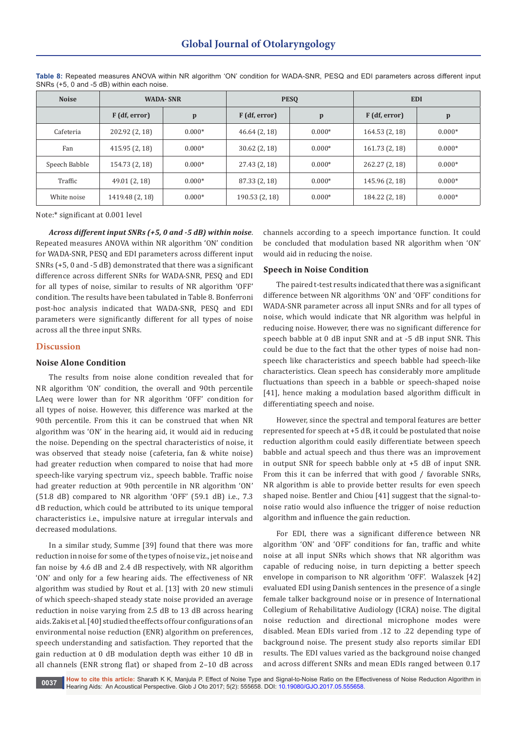**Table 8:** Repeated measures ANOVA within NR algorithm 'ON' condition for WADA-SNR, PESQ and EDI parameters across different input SNRs (+5, 0 and -5 dB) within each noise.

| Noise | WADA- SNR | | PESQ | | EDI | |
|---|---|---|---|---|---|---|
| | F (df, error) | p | F (df, error) | p | F (df, error) | p |
| Cafeteria | 202.92 (2, 18) | 0.000* | 46.64 (2, 18) | 0.000* | 164.53 (2, 18) | 0.000* |
| Fan | 415.95 (2, 18) | 0.000* | 30.62 (2, 18) | 0.000* | 161.73 (2, 18) | 0.000* |
| Speech Babble | 154.73 (2, 18) | 0.000* | 27.43 (2, 18) | 0.000* | 262.27 (2, 18) | 0.000* |
| Traffic | 49.01 (2, 18) | 0.000* | 87.33 (2, 18) | 0.000* | 145.96 (2, 18) | 0.000* |
| White noise | 1419.48 (2, 18) | 0.000* | 190.53 (2, 18) | 0.000* | 184.22 (2, 18) | 0.000* |

Note:* significant at 0.001 level

***Across different input SNRs (+5, 0 and -5 dB) within noise***. Repeated measures ANOVA within NR algorithm 'ON' condition for WADA-SNR, PESQ and EDI parameters across different input SNRs (+5, 0 and -5 dB) demonstrated that there was a significant difference across different SNRs for WADA-SNR, PESQ and EDI for all types of noise, similar to results of NR algorithm 'OFF' condition. The results have been tabulated in Table 8. Bonferroni post-hoc analysis indicated that WADA-SNR, PESQ and EDI parameters were significantly different for all types of noise across all the three input SNRs.

## Discussion

### Noise Alone Condition

The results from noise alone condition revealed that for NR algorithm 'ON' condition, the overall and 90th percentile LAeq were lower than for NR algorithm 'OFF' condition for all types of noise. However, this difference was marked at the 90th percentile. From this it can be construed that when NR algorithm was 'ON' in the hearing aid, it would aid in reducing the noise. Depending on the spectral characteristics of noise, it was observed that steady noise (cafeteria, fan & white noise) had greater reduction when compared to noise that had more speech-like varying spectrum viz., speech babble. Traffic noise had greater reduction at 90th percentile in NR algorithm 'ON' (51.8 dB) compared to NR algorithm 'OFF' (59.1 dB) i.e., 7.3 dB reduction, which could be attributed to its unique temporal characteristics i.e., impulsive nature at irregular intervals and decreased modulations.

In a similar study, Summe [39] found that there was more reduction in noise for some of the types of noise viz., jet noise and fan noise by 4.6 dB and 2.4 dB respectively, with NR algorithm 'ON' and only for a few hearing aids. The effectiveness of NR algorithm was studied by Rout et al. [13] with 20 new stimuli of which speech-shaped steady state noise provided an average reduction in noise varying from 2.5 dB to 13 dB across hearing aids. Zakis et al. [40] studied the effects of four configurations of an environmental noise reduction (ENR) algorithm on preferences, speech understanding and satisfaction. They reported that the gain reduction at 0 dB modulation depth was either 10 dB in all channels (ENR strong flat) or shaped from 2–10 dB across channels according to a speech importance function. It could be concluded that modulation based NR algorithm when 'ON' would aid in reducing the noise.

### Speech in Noise Condition

The paired t-test results indicated that there was a significant difference between NR algorithms 'ON' and 'OFF' conditions for WADA-SNR parameter across all input SNRs and for all types of noise, which would indicate that NR algorithm was helpful in reducing noise. However, there was no significant difference for speech babble at 0 dB input SNR and at -5 dB input SNR. This could be due to the fact that the other types of noise had non-speech like characteristics and speech babble had speech-like characteristics. Clean speech has considerably more amplitude fluctuations than speech in a babble or speech-shaped noise [41], hence making a modulation based algorithm difficult in differentiating speech and noise.

However, since the spectral and temporal features are better represented for speech at +5 dB, it could be postulated that noise reduction algorithm could easily differentiate between speech babble and actual speech and thus there was an improvement in output SNR for speech babble only at +5 dB of input SNR. From this it can be inferred that with good / favorable SNRs, NR algorithm is able to provide better results for even speech shaped noise. Bentler and Chiou [41] suggest that the signal-to-noise ratio would also influence the trigger of noise reduction algorithm and influence the gain reduction.

For EDI, there was a significant difference between NR algorithm 'ON' and 'OFF' conditions for fan, traffic and white noise at all input SNRs which shows that NR algorithm was capable of reducing noise, in turn depicting a better speech envelope in comparison to NR algorithm 'OFF'. Walaszek [42] evaluated EDI using Danish sentences in the presence of a single female talker background noise or in presence of International Collegium of Rehabilitative Audiology (ICRA) noise. The digital noise reduction and directional microphone modes were disabled. Mean EDIs varied from .12 to .22 depending type of background noise. The present study also reports similar EDI results. The EDI values varied as the background noise changed and across different SNRs and mean EDIs ranged between 0.17

**How to cite this article:** Sharath K K, Manjula P. Effect of Noise Type and Signal-to-Noise Ratio on the Effectiveness of Noise Reduction Algorithm in Hearing Aids: An Acoustical Perspective. Glob J Oto 2017; 5(2): 555658. DOI: 10.19080/GJO.2017.05.555658.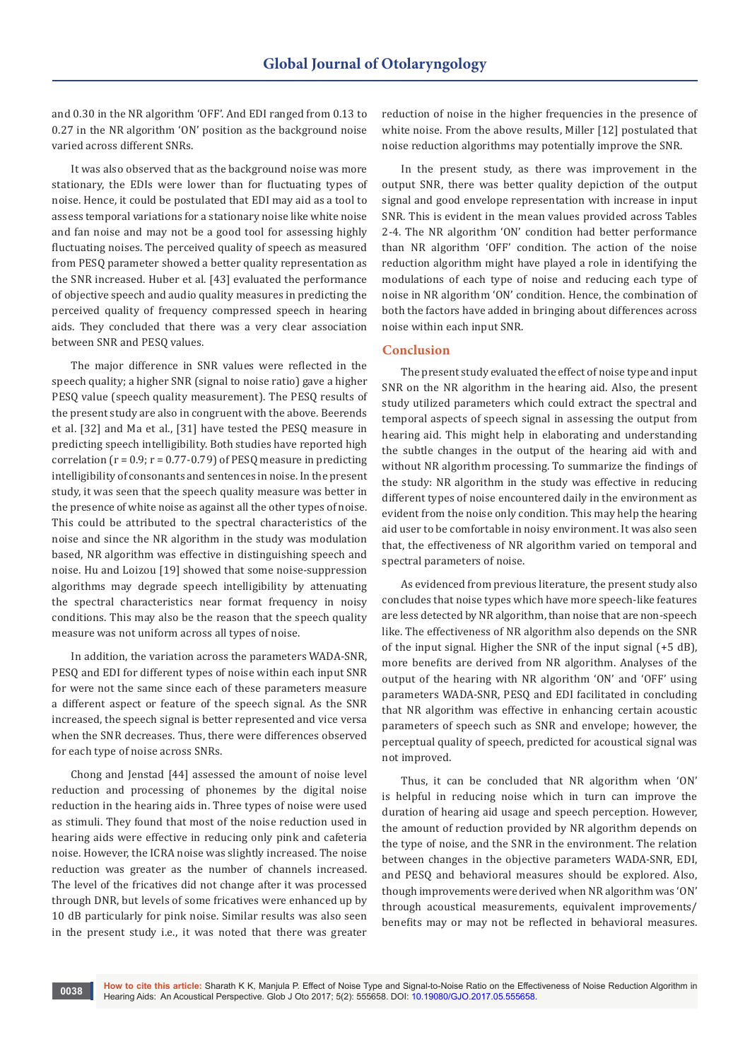and 0.30 in the NR algorithm 'OFF'. And EDI ranged from 0.13 to 0.27 in the NR algorithm 'ON' position as the background noise varied across different SNRs.

It was also observed that as the background noise was more stationary, the EDIs were lower than for fluctuating types of noise. Hence, it could be postulated that EDI may aid as a tool to assess temporal variations for a stationary noise like white noise and fan noise and may not be a good tool for assessing highly fluctuating noises. The perceived quality of speech as measured from PESQ parameter showed a better quality representation as the SNR increased. Huber et al. [43] evaluated the performance of objective speech and audio quality measures in predicting the perceived quality of frequency compressed speech in hearing aids. They concluded that there was a very clear association between SNR and PESQ values.

The major difference in SNR values were reflected in the speech quality; a higher SNR (signal to noise ratio) gave a higher PESQ value (speech quality measurement). The PESQ results of the present study are also in congruent with the above. Beerends et al. [32] and Ma et al., [31] have tested the PESQ measure in predicting speech intelligibility. Both studies have reported high correlation ($r = 0.9$; $r = 0.77$-$0.79$) of PESQ measure in predicting intelligibility of consonants and sentences in noise. In the present study, it was seen that the speech quality measure was better in the presence of white noise as against all the other types of noise. This could be attributed to the spectral characteristics of the noise and since the NR algorithm in the study was modulation based, NR algorithm was effective in distinguishing speech and noise. Hu and Loizou [19] showed that some noise-suppression algorithms may degrade speech intelligibility by attenuating the spectral characteristics near format frequency in noisy conditions. This may also be the reason that the speech quality measure was not uniform across all types of noise.

In addition, the variation across the parameters WADA-SNR, PESQ and EDI for different types of noise within each input SNR for were not the same since each of these parameters measure a different aspect or feature of the speech signal. As the SNR increased, the speech signal is better represented and vice versa when the SNR decreases. Thus, there were differences observed for each type of noise across SNRs.

Chong and Jenstad [44] assessed the amount of noise level reduction and processing of phonemes by the digital noise reduction in the hearing aids in. Three types of noise were used as stimuli. They found that most of the noise reduction used in hearing aids were effective in reducing only pink and cafeteria noise. However, the ICRA noise was slightly increased. The noise reduction was greater as the number of channels increased. The level of the fricatives did not change after it was processed through DNR, but levels of some fricatives were enhanced up by 10 dB particularly for pink noise. Similar results was also seen in the present study i.e., it was noted that there was greater reduction of noise in the higher frequencies in the presence of white noise. From the above results, Miller [12] postulated that noise reduction algorithms may potentially improve the SNR.

In the present study, as there was improvement in the output SNR, there was better quality depiction of the output signal and good envelope representation with increase in input SNR. This is evident in the mean values provided across Tables 2-4. The NR algorithm 'ON' condition had better performance than NR algorithm 'OFF' condition. The action of the noise reduction algorithm might have played a role in identifying the modulations of each type of noise and reducing each type of noise in NR algorithm 'ON' condition. Hence, the combination of both the factors have added in bringing about differences across noise within each input SNR.

## Conclusion

The present study evaluated the effect of noise type and input SNR on the NR algorithm in the hearing aid. Also, the present study utilized parameters which could extract the spectral and temporal aspects of speech signal in assessing the output from hearing aid. This might help in elaborating and understanding the subtle changes in the output of the hearing aid with and without NR algorithm processing. To summarize the findings of the study: NR algorithm in the study was effective in reducing different types of noise encountered daily in the environment as evident from the noise only condition. This may help the hearing aid user to be comfortable in noisy environment. It was also seen that, the effectiveness of NR algorithm varied on temporal and spectral parameters of noise.

As evidenced from previous literature, the present study also concludes that noise types which have more speech-like features are less detected by NR algorithm, than noise that are non-speech like. The effectiveness of NR algorithm also depends on the SNR of the input signal. Higher the SNR of the input signal (+5 dB), more benefits are derived from NR algorithm. Analyses of the output of the hearing with NR algorithm 'ON' and 'OFF' using parameters WADA-SNR, PESQ and EDI facilitated in concluding that NR algorithm was effective in enhancing certain acoustic parameters of speech such as SNR and envelope; however, the perceptual quality of speech, predicted for acoustical signal was not improved.

Thus, it can be concluded that NR algorithm when 'ON' is helpful in reducing noise which in turn can improve the duration of hearing aid usage and speech perception. However, the amount of reduction provided by NR algorithm depends on the type of noise, and the SNR in the environment. The relation between changes in the objective parameters WADA-SNR, EDI, and PESQ and behavioral measures should be explored. Also, though improvements were derived when NR algorithm was 'ON' through acoustical measurements, equivalent improvements/benefits may or may not be reflected in behavioral measures.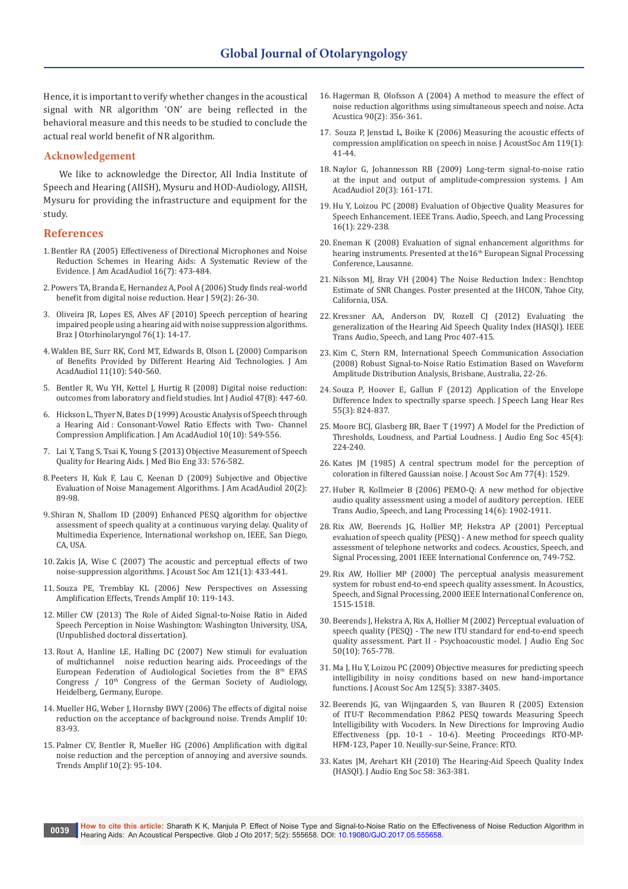Hence, it is important to verify whether changes in the acoustical signal with NR algorithm 'ON' are being reflected in the behavioral measure and this needs to be studied to conclude the actual real world benefit of NR algorithm.

## Acknowledgement

We like to acknowledge the Director, All India Institute of Speech and Hearing (AIISH), Mysuru and HOD-Audiology, AIISH, Mysuru for providing the infrastructure and equipment for the study.

## References

1. Bentler RA (2005) Effectiveness of Directional Microphones and Noise Reduction Schemes in Hearing Aids: A Systematic Review of the Evidence. J Am AcadAudiol 16(7): 473-484.
2. Powers TA, Branda E, Hernandez A, Pool A (2006) Study finds real-world benefit from digital noise reduction. Hear J 59(2): 26-30.
3. Oliveira JR, Lopes ES, Alves AF (2010) Speech perception of hearing impaired people using a hearing aid with noise suppression algorithms. Braz J Otorhinolaryngol 76(1): 14-17.
4. Walden BE, Surr RK, Cord MT, Edwards B, Olson L (2000) Comparison of Benefits Provided by Different Hearing Aid Technologies. J Am AcadAudiol 11(10): 540-560.
5. Bentler R, Wu YH, Kettel J, Hurtig R (2008) Digital noise reduction: outcomes from laboratory and field studies. Int J Audiol 47(8): 447-60.
6. Hickson L, Thyer N, Bates D (1999) Acoustic Analysis of Speech through a Hearing Aid : Consonant-Vowel Ratio Effects with Two- Channel Compression Amplification. J Am AcadAudiol 10(10): 549-556.
7. Lai Y, Tang S, Tsai K, Young S (2013) Objective Measurement of Speech Quality for Hearing Aids. J Med Bio Eng 33: 576-582.
8. Peeters H, Kuk F, Lau C, Keenan D (2009) Subjective and Objective Evaluation of Noise Management Algorithms. J Am AcadAudiol 20(2): 89-98.
9. Shiran N, Shallom ID (2009) Enhanced PESQ algorithm for objective assessment of speech quality at a continuous varying delay. Quality of Multimedia Experience, International workshop on, IEEE, San Diego, CA, USA.
10. Zakis JA, Wise C (2007) The acoustic and perceptual effects of two noise-suppression algorithms. J Acoust Soc Am 121(1): 433-441.
11. Souza PE, Tremblay KL (2006) New Perspectives on Assessing Amplification Effects, Trends Amplif 10: 119-143.
12. Miller CW (2013) The Role of Aided Signal-to-Noise Ratio in Aided Speech Perception in Noise Washington: Washington University, USA, (Unpublished doctoral dissertation).
13. Rout A, Hanline LE, Halling DC (2007) New stimuli for evaluation of multichannel noise reduction hearing aids. Proceedings of the European Federation of Audiological Societies from the 8th EFAS Congress / 10th Congress of the German Society of Audiology, Heidelberg, Germany, Europe.
14. Mueller HG, Weber J, Hornsby BWY (2006) The effects of digital noise reduction on the acceptance of background noise. Trends Amplif 10: 83-93.
15. Palmer CV, Bentler R, Mueller HG (2006) Amplification with digital noise reduction and the perception of annoying and aversive sounds. Trends Amplif 10(2): 95-104.
16. Hagerman B, Olofsson A (2004) A method to measure the effect of noise reduction algorithms using simultaneous speech and noise. Acta Acustica 90(2): 356-361.
17. Souza P, Jenstad L, Boike K (2006) Measuring the acoustic effects of compression amplification on speech in noise. J AcoustSoc Am 119(1): 41-44.
18. Naylor G, Johannesson RB (2009) Long-term signal-to-noise ratio at the input and output of amplitude-compression systems. J Am AcadAudiol 20(3): 161-171.
19. Hu Y, Loizou PC (2008) Evaluation of Objective Quality Measures for Speech Enhancement. IEEE Trans. Audio, Speech, and Lang Processing 16(1): 229-238.
20. Eneman K (2008) Evaluation of signal enhancement algorithms for hearing instruments. Presented at the16th European Signal Processing Conference, Lausanne.
21. Nilsson MJ, Bray VH (2004) The Noise Reduction Index : Benchtop Estimate of SNR Changes. Poster presented at the IHCON, Tahoe City, California, USA.
22. Kressner AA, Anderson DV, Rozell CJ (2012) Evaluating the generalization of the Hearing Aid Speech Quality Index (HASQI). IEEE Trans Audio, Speech, and Lang Proc 407-415.
23. Kim C, Stern RM, International Speech Communication Association (2008) Robust Signal-to-Noise Ratio Estimation Based on Waveform Amplitude Distribution Analysis, Brisbane, Australia, 22-26.
24. Souza P, Hoover E, Gallun F (2012) Application of the Envelope Difference Index to spectrally sparse speech. J Speech Lang Hear Res 55(3): 824-837.
25. Moore BCJ, Glasberg BR, Baer T (1997) A Model for the Prediction of Thresholds, Loudness, and Partial Loudness. J Audio Eng Soc 45(4): 224-240.
26. Kates JM (1985) A central spectrum model for the perception of coloration in filtered Gaussian noise. J Acoust Soc Am 77(4): 1529.
27. Huber R, Kollmeier B (2006) PEMO-Q: A new method for objective audio quality assessment using a model of auditory perception. IEEE Trans Audio, Speech, and Lang Processing 14(6): 1902-1911.
28. Rix AW, Beerends JG, Hollier MP, Hekstra AP (2001) Perceptual evaluation of speech quality (PESQ) - A new method for speech quality assessment of telephone networks and codecs. Acoustics, Speech, and Signal Processing, 2001 IEEE International Conference on, 749-752.
29. Rix AW, Hollier MP (2000) The perceptual analysis measurement system for robust end-to-end speech quality assessment. In Acoustics, Speech, and Signal Processing, 2000 IEEE International Conference on, 1515-1518.
30. Beerends J, Hekstra A, Rix A, Hollier M (2002) Perceptual evaluation of speech quality (PESQ) - The new ITU standard for end-to-end speech quality assessment. Part II - Psychoacoustic model. J Audio Eng Soc 50(10): 765-778.
31. Ma J, Hu Y, Loizou PC (2009) Objective measures for predicting speech intelligibility in noisy conditions based on new band-importance functions. J Acoust Soc Am 125(5): 3387-3405.
32. Beerends JG, van Wijngaarden S, van Buuren R (2005) Extension of ITU-T Recommendation P.862 PESQ towards Measuring Speech Intelligibility with Vocoders. In New Directions for Improving Audio Effectiveness (pp. 10-1 - 10-6). Meeting Proceedings RTO-MP-HFM-123, Paper 10. Neuilly-sur-Seine, France: RTO.
33. Kates JM, Arehart KH (2010) The Hearing-Aid Speech Quality Index (HASQI). J Audio Eng Soc 58: 363-381.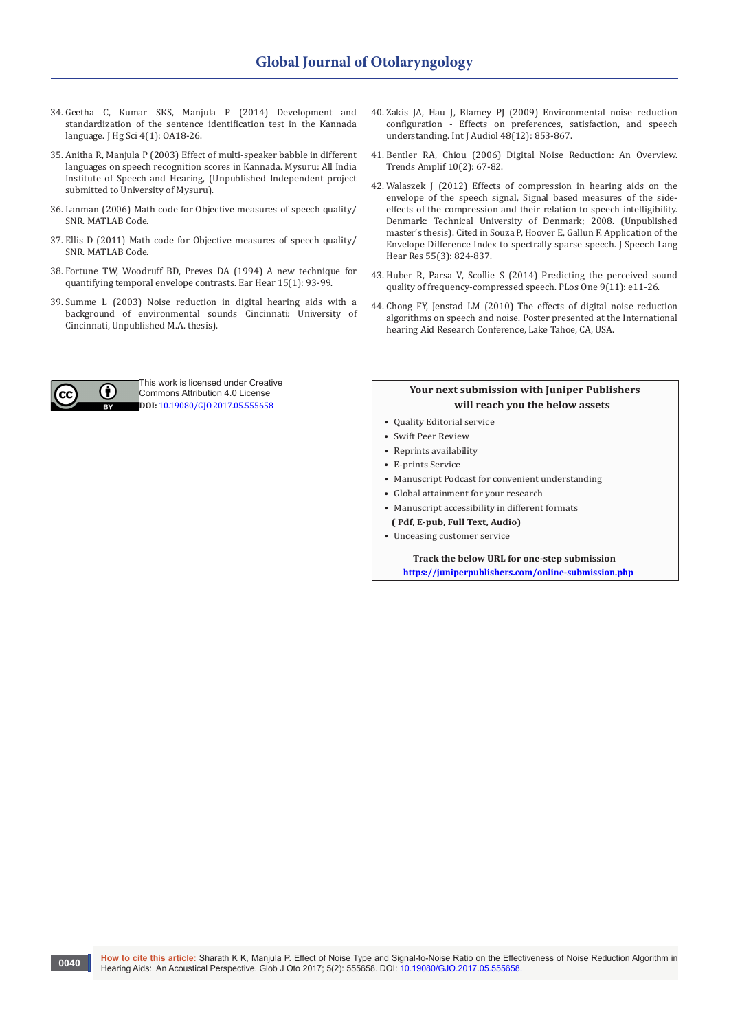34. Geetha C, Kumar SKS, Manjula P (2014) Development and standardization of the sentence identification test in the Kannada language. J Hg Sci 4(1): OA18-26.
35. Anitha R, Manjula P (2003) Effect of multi-speaker babble in different languages on speech recognition scores in Kannada. Mysuru: All India Institute of Speech and Hearing, (Unpublished Independent project submitted to University of Mysuru).
36. Lanman (2006) Math code for Objective measures of speech quality/ SNR. MATLAB Code.
37. Ellis D (2011) Math code for Objective measures of speech quality/ SNR. MATLAB Code.
38. Fortune TW, Woodruff BD, Preves DA (1994) A new technique for quantifying temporal envelope contrasts. Ear Hear 15(1): 93-99.
39. Summe L (2003) Noise reduction in digital hearing aids with a background of environmental sounds Cincinnati: University of Cincinnati, Unpublished M.A. thesis).
40. Zakis JA, Hau J, Blamey PJ (2009) Environmental noise reduction configuration - Effects on preferences, satisfaction, and speech understanding. Int J Audiol 48(12): 853-867.
41. Bentler RA, Chiou (2006) Digital Noise Reduction: An Overview. Trends Amplif 10(2): 67-82.
42. Walaszek J (2012) Effects of compression in hearing aids on the envelope of the speech signal, Signal based measures of the side-effects of the compression and their relation to speech intelligibility. Denmark: Technical University of Denmark; 2008. (Unpublished master's thesis). Cited in Souza P, Hoover E, Gallun F. Application of the Envelope Difference Index to spectrally sparse speech. J Speech Lang Hear Res 55(3): 824-837.
43. Huber R, Parsa V, Scollie S (2014) Predicting the perceived sound quality of frequency-compressed speech. PLos One 9(11): e11-26.
44. Chong FY, Jenstad LM (2010) The effects of digital noise reduction algorithms on speech and noise. Poster presented at the International hearing Aid Research Conference, Lake Tahoe, CA, USA.

This work is licensed under Creative Commons Attribution 4.0 License
**DOI:** 10.19080/GJO.2017.05.555658

**Your next submission with Juniper Publishers will reach you the below assets**

- Quality Editorial service
- Swift Peer Review
- Reprints availability
- E-prints Service
- Manuscript Podcast for convenient understanding
- Global attainment for your research
- Manuscript accessibility in different formats
  **( Pdf, E-pub, Full Text, Audio)**
- Unceasing customer service

**Track the below URL for one-step submission**
**https://juniperpublishers.com/online-submission.php**

**How to cite this article:** Sharath K K, Manjula P. Effect of Noise Type and Signal-to-Noise Ratio on the Effectiveness of Noise Reduction Algorithm in Hearing Aids: An Acoustical Perspective. Glob J Oto 2017; 5(2): 555658. DOI: 10.19080/GJO.2017.05.555658.